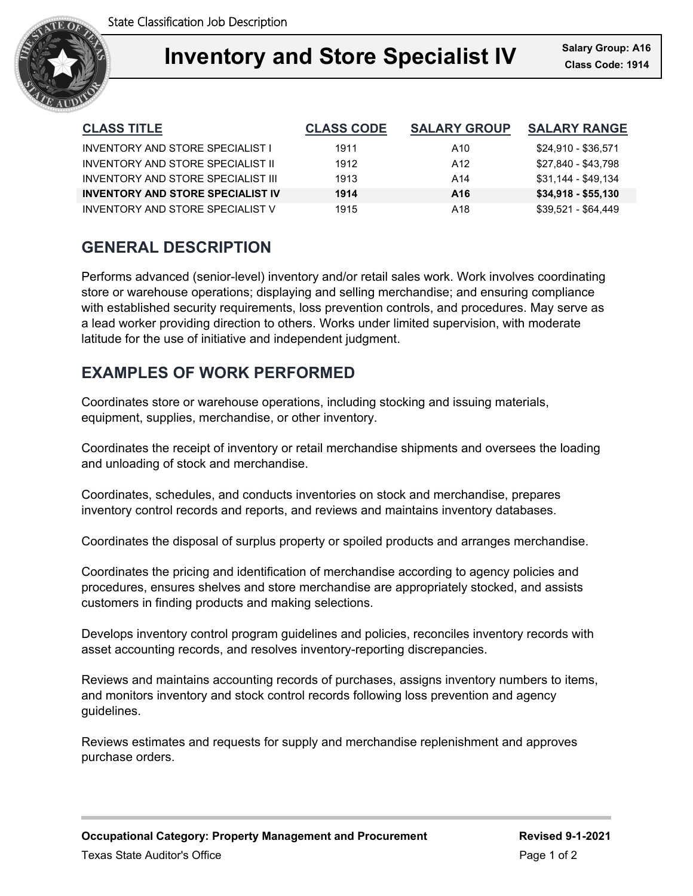State Classification Job Description

# Inventory and Store Specialist IV

**Salary Group: A16**
**Class Code: 1914**

| CLASS TITLE | CLASS CODE | SALARY GROUP | SALARY RANGE |
|---|---|---|---|
| INVENTORY AND STORE SPECIALIST I | 1911 | A10 | $24,910 - $36,571 |
| INVENTORY AND STORE SPECIALIST II | 1912 | A12 | $27,840 - $43,798 |
| INVENTORY AND STORE SPECIALIST III | 1913 | A14 | $31,144 - $49,134 |
| **INVENTORY AND STORE SPECIALIST IV** | **1914** | **A16** | **$34,918 - $55,130** |
| INVENTORY AND STORE SPECIALIST V | 1915 | A18 | $39,521 - $64,449 |

## GENERAL DESCRIPTION

Performs advanced (senior-level) inventory and/or retail sales work. Work involves coordinating store or warehouse operations; displaying and selling merchandise; and ensuring compliance with established security requirements, loss prevention controls, and procedures. May serve as a lead worker providing direction to others. Works under limited supervision, with moderate latitude for the use of initiative and independent judgment.

## EXAMPLES OF WORK PERFORMED

Coordinates store or warehouse operations, including stocking and issuing materials, equipment, supplies, merchandise, or other inventory.

Coordinates the receipt of inventory or retail merchandise shipments and oversees the loading and unloading of stock and merchandise.

Coordinates, schedules, and conducts inventories on stock and merchandise, prepares inventory control records and reports, and reviews and maintains inventory databases.

Coordinates the disposal of surplus property or spoiled products and arranges merchandise.

Coordinates the pricing and identification of merchandise according to agency policies and procedures, ensures shelves and store merchandise are appropriately stocked, and assists customers in finding products and making selections.

Develops inventory control program guidelines and policies, reconciles inventory records with asset accounting records, and resolves inventory-reporting discrepancies.

Reviews and maintains accounting records of purchases, assigns inventory numbers to items, and monitors inventory and stock control records following loss prevention and agency guidelines.

Reviews estimates and requests for supply and merchandise replenishment and approves purchase orders.

**Occupational Category: Property Management and Procurement** **Revised 9-1-2021**

Texas State Auditor's Office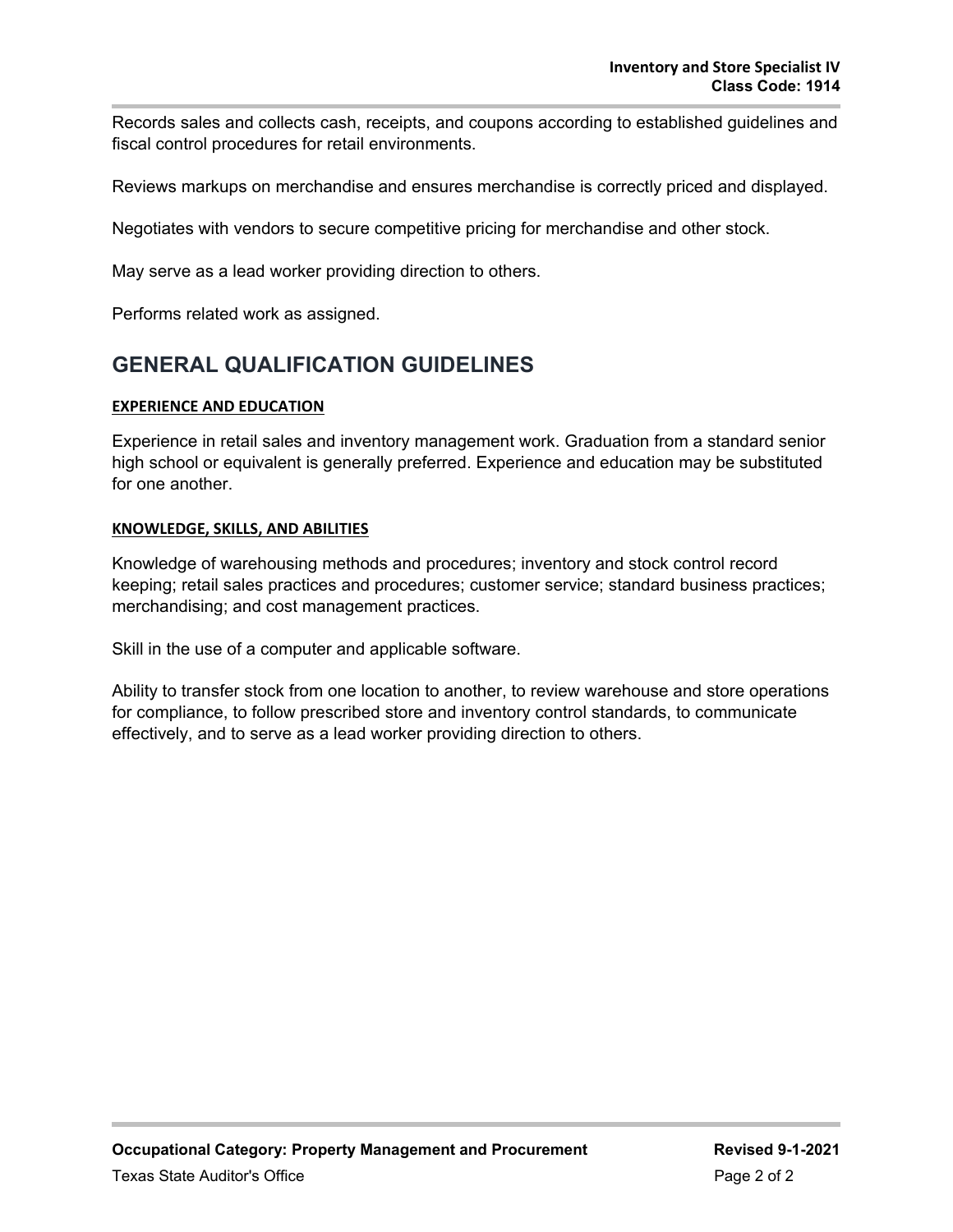Records sales and collects cash, receipts, and coupons according to established guidelines and fiscal control procedures for retail environments.

Reviews markups on merchandise and ensures merchandise is correctly priced and displayed.

Negotiates with vendors to secure competitive pricing for merchandise and other stock.

May serve as a lead worker providing direction to others.

Performs related work as assigned.

## GENERAL QUALIFICATION GUIDELINES

### EXPERIENCE AND EDUCATION

Experience in retail sales and inventory management work. Graduation from a standard senior high school or equivalent is generally preferred. Experience and education may be substituted for one another.

### KNOWLEDGE, SKILLS, AND ABILITIES

Knowledge of warehousing methods and procedures; inventory and stock control record keeping; retail sales practices and procedures; customer service; standard business practices; merchandising; and cost management practices.

Skill in the use of a computer and applicable software.

Ability to transfer stock from one location to another, to review warehouse and store operations for compliance, to follow prescribed store and inventory control standards, to communicate effectively, and to serve as a lead worker providing direction to others.